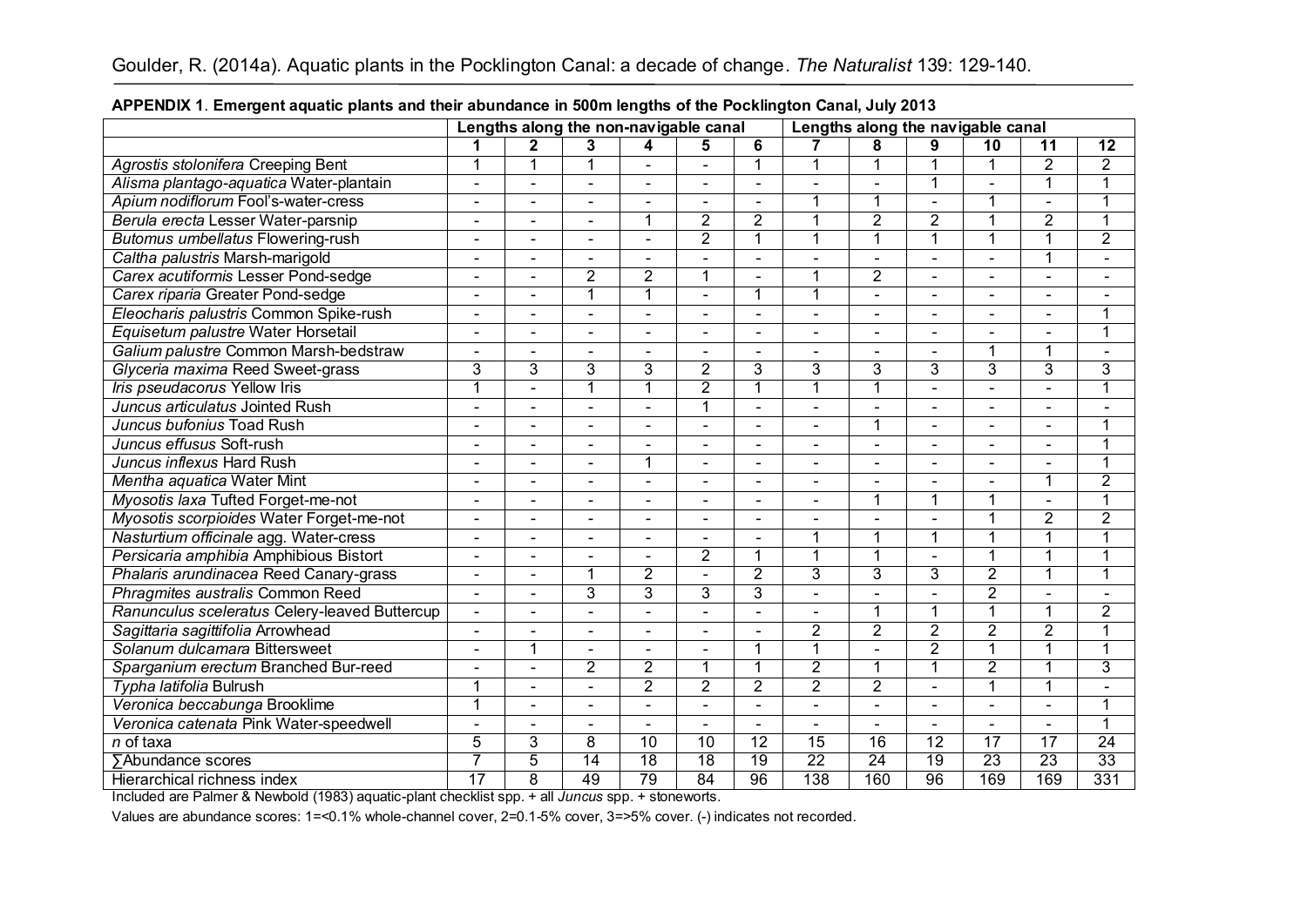Goulder, R. (2014a). Aquatic plants in the Pocklington Canal: a decade of change. *The Naturalist* 139: 129-140.

**APPENDIX 1**. **Emergent aquatic plants and their abundance in 500m lengths of the Pocklington Canal, July 2013**

| | Lengths along the non-navigable canal | | | | | | Lengths along the navigable canal | | | | | |
|---|---|---|---|---|---|---|---|---|---|---|---|---|
| | **1** | **2** | **3** | **4** | **5** | **6** | **7** | **8** | **9** | **10** | **11** | **12** |
| *Agrostis stolonifera* Creeping Bent | 1 | 1 | 1 | - | - | 1 | 1 | 1 | 1 | 1 | 2 | 2 |
| *Alisma plantago-aquatica* Water-plantain | - | - | - | - | - | - | - | - | 1 | - | 1 | 1 |
| *Apium nodiflorum* Fool's-water-cress | - | - | - | - | - | - | 1 | 1 | - | 1 | - | 1 |
| *Berula erecta* Lesser Water-parsnip | - | - | - | 1 | 2 | 2 | 1 | 2 | 2 | 1 | 2 | 1 |
| *Butomus umbellatus* Flowering-rush | - | - | - | - | 2 | 1 | 1 | 1 | 1 | 1 | 1 | 2 |
| *Caltha palustris* Marsh-marigold | - | - | - | - | - | - | - | - | - | - | 1 | - |
| *Carex acutiformis* Lesser Pond-sedge | - | - | 2 | 2 | 1 | - | 1 | 2 | - | - | - | - |
| *Carex riparia* Greater Pond-sedge | - | - | 1 | 1 | - | 1 | 1 | - | - | - | - | - |
| *Eleocharis palustris* Common Spike-rush | - | - | - | - | - | - | - | - | - | - | - | 1 |
| *Equisetum palustre* Water Horsetail | - | - | - | - | - | - | - | - | - | - | - | 1 |
| *Galium palustre* Common Marsh-bedstraw | - | - | - | - | - | - | - | - | - | 1 | 1 | - |
| *Glyceria maxima* Reed Sweet-grass | 3 | 3 | 3 | 3 | 2 | 3 | 3 | 3 | 3 | 3 | 3 | 3 |
| *Iris pseudacorus* Yellow Iris | 1 | - | 1 | 1 | 2 | 1 | 1 | 1 | - | - | - | 1 |
| *Juncus articulatus* Jointed Rush | - | - | - | - | 1 | - | - | - | - | - | - | - |
| *Juncus bufonius* Toad Rush | - | - | - | - | - | - | - | 1 | - | - | - | 1 |
| *Juncus effusus* Soft-rush | - | - | - | - | - | - | - | - | - | - | - | 1 |
| *Juncus inflexus* Hard Rush | - | - | - | 1 | - | - | - | - | - | - | - | 1 |
| *Mentha aquatica* Water Mint | - | - | - | - | - | - | - | - | - | - | 1 | 2 |
| *Myosotis laxa* Tufted Forget-me-not | - | - | - | - | - | - | - | 1 | 1 | 1 | - | 1 |
| *Myosotis scorpioides* Water Forget-me-not | - | - | - | - | - | - | - | - | - | 1 | 2 | 2 |
| *Nasturtium officinale* agg. Water-cress | - | - | - | - | - | - | 1 | 1 | 1 | 1 | 1 | 1 |
| *Persicaria amphibia* Amphibious Bistort | - | - | - | - | 2 | 1 | 1 | 1 | - | 1 | 1 | 1 |
| *Phalaris arundinacea* Reed Canary-grass | - | - | 1 | 2 | - | 2 | 3 | 3 | 3 | 2 | 1 | 1 |
| *Phragmites australis* Common Reed | - | - | 3 | 3 | 3 | 3 | - | - | - | 2 | - | - |
| *Ranunculus sceleratus* Celery-leaved Buttercup | - | - | - | - | - | - | - | 1 | 1 | 1 | 1 | 2 |
| *Sagittaria sagittifolia* Arrowhead | - | - | - | - | - | - | 2 | 2 | 2 | 2 | 2 | 1 |
| *Solanum dulcamara* Bittersweet | - | 1 | - | - | - | 1 | 1 | - | 2 | 1 | 1 | 1 |
| *Sparganium erectum* Branched Bur-reed | - | - | 2 | 2 | 1 | 1 | 2 | 1 | 1 | 2 | 1 | 3 |
| *Typha latifolia* Bulrush | 1 | - | - | 2 | 2 | 2 | 2 | 2 | - | 1 | 1 | - |
| *Veronica beccabunga* Brooklime | 1 | - | - | - | - | - | - | - | - | - | - | 1 |
| *Veronica catenata* Pink Water-speedwell | - | - | - | - | - | - | - | - | - | - | - | 1 |
| *n* of taxa | 5 | 3 | 8 | 10 | 10 | 12 | 15 | 16 | 12 | 17 | 17 | 24 |
| ∑Abundance scores | 7 | 5 | 14 | 18 | 18 | 19 | 22 | 24 | 19 | 23 | 23 | 33 |
| Hierarchical richness index | 17 | 8 | 49 | 79 | 84 | 96 | 138 | 160 | 96 | 169 | 169 | 331 |

Included are Palmer & Newbold (1983) aquatic-plant checklist spp. + all *Juncus* spp. + stoneworts.

Values are abundance scores: 1=<0.1% whole-channel cover, 2=0.1-5% cover, 3=>5% cover. (-) indicates not recorded.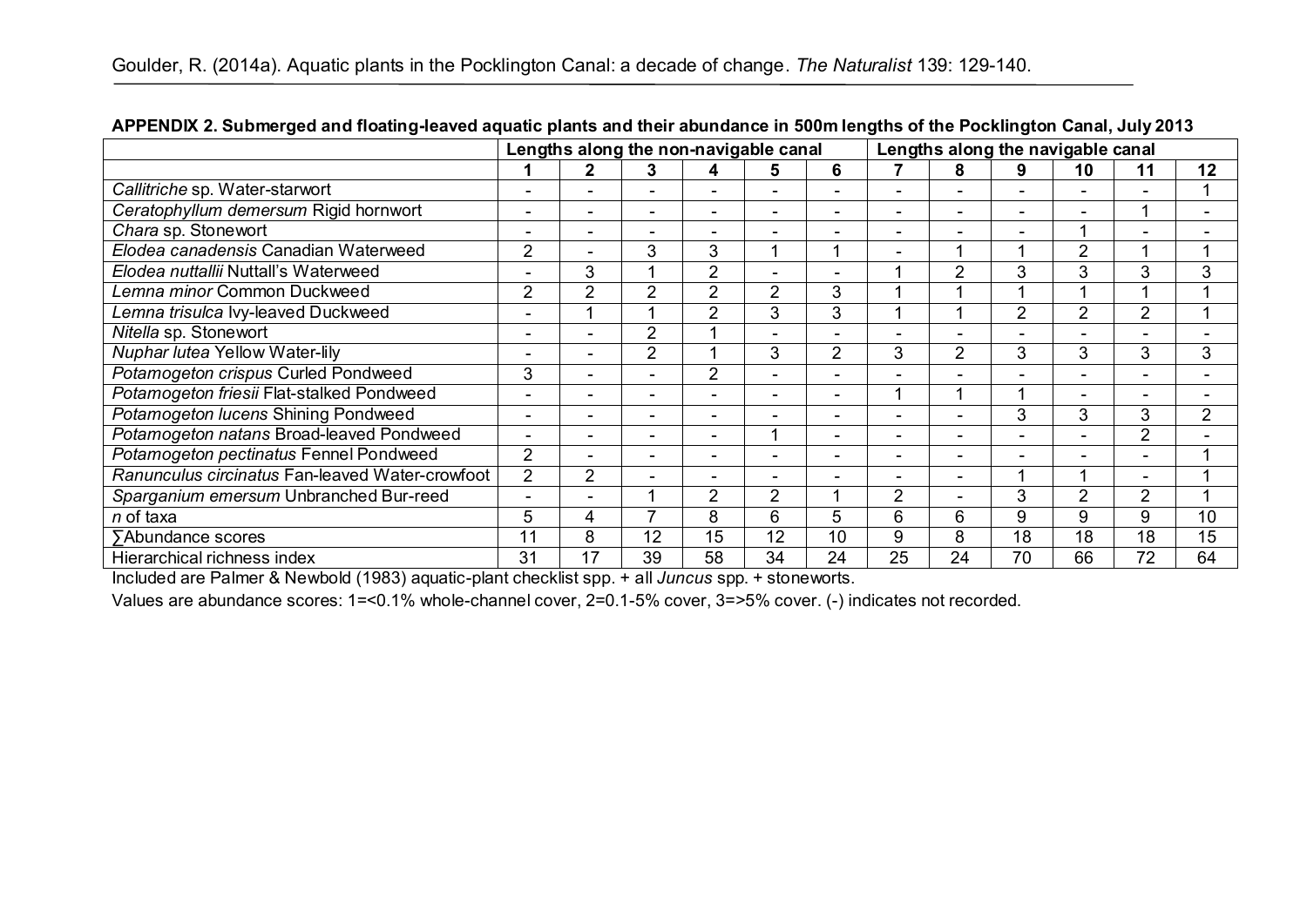Goulder, R. (2014a). Aquatic plants in the Pocklington Canal: a decade of change. *The Naturalist* 139: 129-140.

**APPENDIX 2. Submerged and floating-leaved aquatic plants and their abundance in 500m lengths of the Pocklington Canal, July 2013**

| | Lengths along the non-navigable canal | | | | | | Lengths along the navigable canal | | | | | |
|---|---|---|---|---|---|---|---|---|---|---|---|---|
| | **1** | **2** | **3** | **4** | **5** | **6** | **7** | **8** | **9** | **10** | **11** | **12** |
| *Callitriche* sp. Water-starwort | - | - | - | - | - | - | - | - | - | - | - | 1 |
| *Ceratophyllum demersum* Rigid hornwort | - | - | - | - | - | - | - | - | - | - | 1 | - |
| *Chara* sp. Stonewort | - | - | - | - | - | - | - | - | - | 1 | - | - |
| *Elodea canadensis* Canadian Waterweed | 2 | - | 3 | 3 | 1 | 1 | - | 1 | 1 | 2 | 1 | 1 |
| *Elodea nuttallii* Nuttall's Waterweed | - | 3 | 1 | 2 | - | - | 1 | 2 | 3 | 3 | 3 | 3 |
| *Lemna minor* Common Duckweed | 2 | 2 | 2 | 2 | 2 | 3 | 1 | 1 | 1 | 1 | 1 | 1 |
| *Lemna trisulca* Ivy-leaved Duckweed | - | 1 | 1 | 2 | 3 | 3 | 1 | 1 | 2 | 2 | 2 | 1 |
| *Nitella* sp. Stonewort | - | - | 2 | 1 | - | - | - | - | - | - | - | - |
| *Nuphar lutea* Yellow Water-lily | - | - | 2 | 1 | 3 | 2 | 3 | 2 | 3 | 3 | 3 | 3 |
| *Potamogeton crispus* Curled Pondweed | 3 | - | - | 2 | - | - | - | - | - | - | - | - |
| *Potamogeton friesii* Flat-stalked Pondweed | - | - | - | - | - | - | 1 | 1 | 1 | - | - | - |
| *Potamogeton lucens* Shining Pondweed | - | - | - | - | - | - | - | - | 3 | 3 | 3 | 2 |
| *Potamogeton natans* Broad-leaved Pondweed | - | - | - | - | 1 | - | - | - | - | - | 2 | - |
| *Potamogeton pectinatus* Fennel Pondweed | 2 | - | - | - | - | - | - | - | - | - | - | 1 |
| *Ranunculus circinatus* Fan-leaved Water-crowfoot | 2 | 2 | - | - | - | - | - | - | 1 | 1 | - | 1 |
| *Sparganium emersum* Unbranched Bur-reed | - | - | 1 | 2 | 2 | 1 | 2 | - | 3 | 2 | 2 | 1 |
| *n* of taxa | 5 | 4 | 7 | 8 | 6 | 5 | 6 | 6 | 9 | 9 | 9 | 10 |
| ∑Abundance scores | 11 | 8 | 12 | 15 | 12 | 10 | 9 | 8 | 18 | 18 | 18 | 15 |
| Hierarchical richness index | 31 | 17 | 39 | 58 | 34 | 24 | 25 | 24 | 70 | 66 | 72 | 64 |

Included are Palmer & Newbold (1983) aquatic-plant checklist spp. + all *Juncus* spp. + stoneworts.

Values are abundance scores: 1=<0.1% whole-channel cover, 2=0.1-5% cover, 3=>5% cover. (-) indicates not recorded.